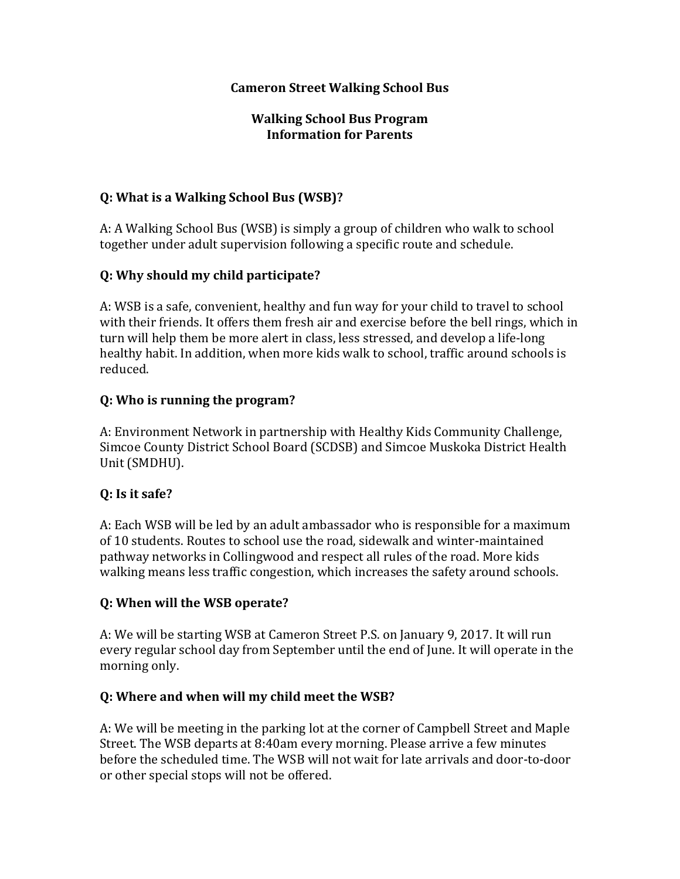# Cameron Street Walking School Bus

## Walking School Bus Program
## Information for Parents

**Q: What is a Walking School Bus (WSB)?**

A: A Walking School Bus (WSB) is simply a group of children who walk to school together under adult supervision following a specific route and schedule.

**Q: Why should my child participate?**

A: WSB is a safe, convenient, healthy and fun way for your child to travel to school with their friends. It offers them fresh air and exercise before the bell rings, which in turn will help them be more alert in class, less stressed, and develop a life-long healthy habit. In addition, when more kids walk to school, traffic around schools is reduced.

**Q: Who is running the program?**

A: Environment Network in partnership with Healthy Kids Community Challenge, Simcoe County District School Board (SCDSB) and Simcoe Muskoka District Health Unit (SMDHU).

**Q: Is it safe?**

A: Each WSB will be led by an adult ambassador who is responsible for a maximum of 10 students. Routes to school use the road, sidewalk and winter-maintained pathway networks in Collingwood and respect all rules of the road. More kids walking means less traffic congestion, which increases the safety around schools.

**Q: When will the WSB operate?**

A: We will be starting WSB at Cameron Street P.S. on January 9, 2017. It will run every regular school day from September until the end of June. It will operate in the morning only.

**Q: Where and when will my child meet the WSB?**

A: We will be meeting in the parking lot at the corner of Campbell Street and Maple Street. The WSB departs at 8:40am every morning. Please arrive a few minutes before the scheduled time. The WSB will not wait for late arrivals and door-to-door or other special stops will not be offered.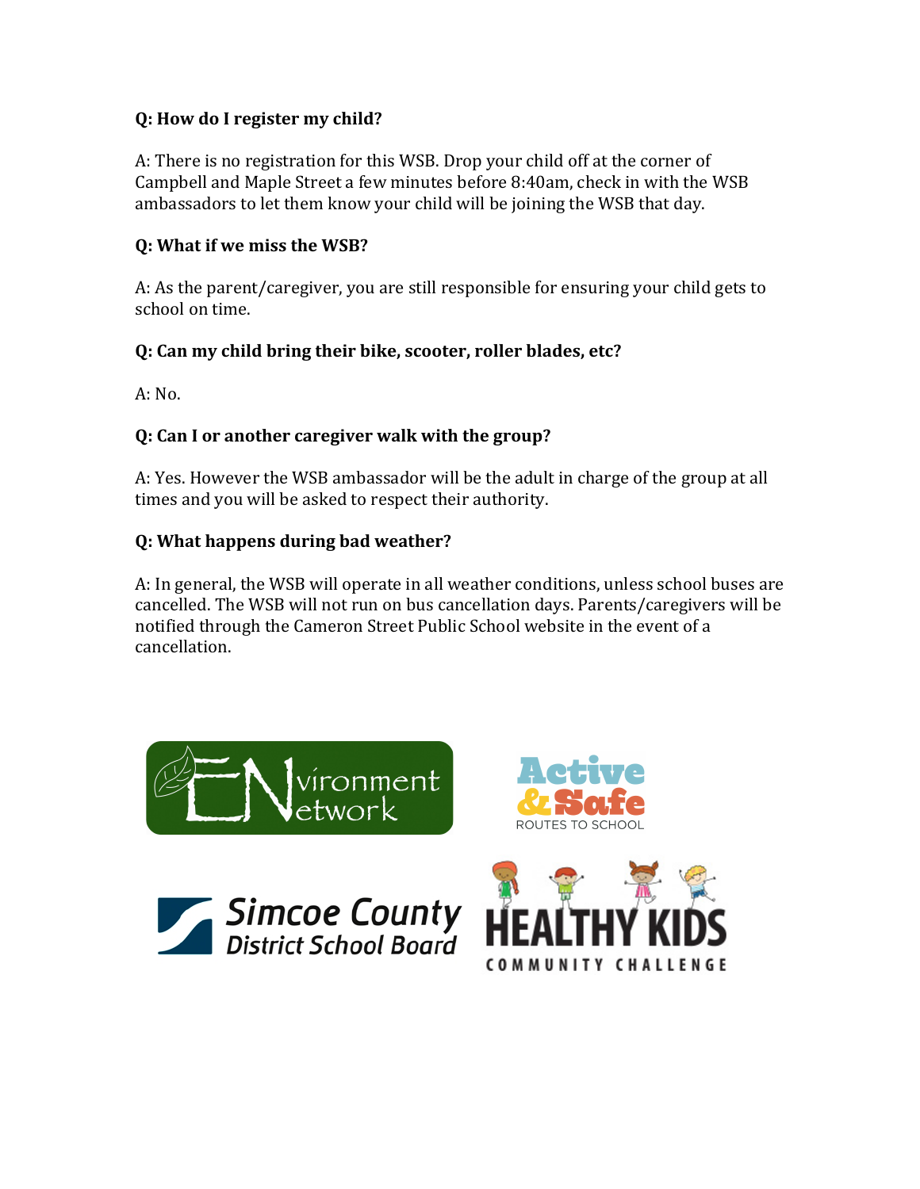**Q: How do I register my child?**

A: There is no registration for this WSB. Drop your child off at the corner of Campbell and Maple Street a few minutes before 8:40am, check in with the WSB ambassadors to let them know your child will be joining the WSB that day.

**Q: What if we miss the WSB?**

A: As the parent/caregiver, you are still responsible for ensuring your child gets to school on time.

**Q: Can my child bring their bike, scooter, roller blades, etc?**

A: No.

**Q: Can I or another caregiver walk with the group?**

A: Yes. However the WSB ambassador will be the adult in charge of the group at all times and you will be asked to respect their authority.

**Q: What happens during bad weather?**

A: In general, the WSB will operate in all weather conditions, unless school buses are cancelled. The WSB will not run on bus cancellation days. Parents/caregivers will be notified through the Cameron Street Public School website in the event of a cancellation.

ENvironment Network

Active & Safe ROUTES TO SCHOOL

Simcoe County District School Board

HEALTHY KIDS COMMUNITY CHALLENGE